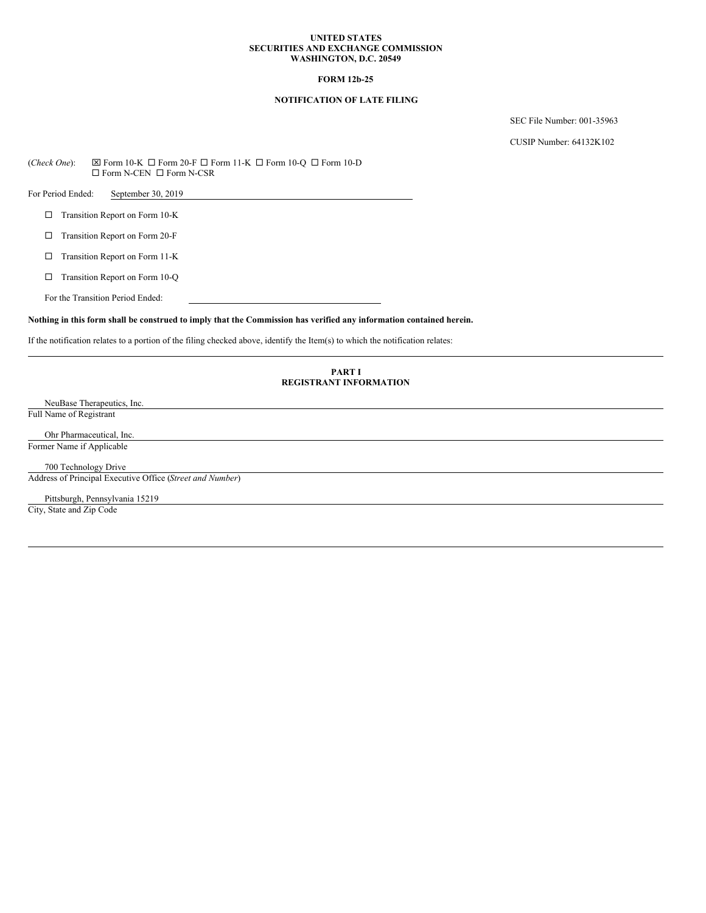**UNITED STATES**
**SECURITIES AND EXCHANGE COMMISSION**
**WASHINGTON, D.C. 20549**

**FORM 12b-25**

**NOTIFICATION OF LATE FILING**

SEC File Number: 001-35963

CUSIP Number: 64132K102

(*Check One*): ☒ Form 10-K ☐ Form 20-F ☐ Form 11-K ☐ Form 10-Q ☐ Form 10-D ☐ Form N-CEN ☐ Form N-CSR

For Period Ended: September 30, 2019

☐ Transition Report on Form 10-K

☐ Transition Report on Form 20-F

☐ Transition Report on Form 11-K

☐ Transition Report on Form 10-Q

For the Transition Period Ended:

**Nothing in this form shall be construed to imply that the Commission has verified any information contained herein.**

If the notification relates to a portion of the filing checked above, identify the Item(s) to which the notification relates:

---

**PART I**
**REGISTRANT INFORMATION**

NeuBase Therapeutics, Inc.
Full Name of Registrant

Ohr Pharmaceutical, Inc.
Former Name if Applicable

700 Technology Drive
Address of Principal Executive Office (*Street and Number*)

Pittsburgh, Pennsylvania 15219
City, State and Zip Code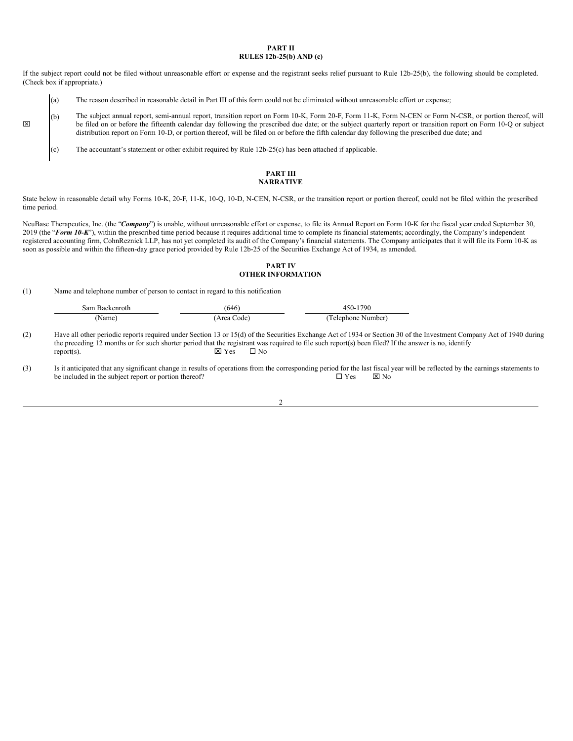**PART II**
**RULES 12b-25(b) AND (c)**

If the subject report could not be filed without unreasonable effort or expense and the registrant seeks relief pursuant to Rule 12b-25(b), the following should be completed. (Check box if appropriate.)

☒

(a) The reason described in reasonable detail in Part III of this form could not be eliminated without unreasonable effort or expense;

(b) The subject annual report, semi-annual report, transition report on Form 10-K, Form 20-F, Form 11-K, Form N-CEN or Form N-CSR, or portion thereof, will be filed on or before the fifteenth calendar day following the prescribed due date; or the subject quarterly report or transition report on Form 10-Q or subject distribution report on Form 10-D, or portion thereof, will be filed on or before the fifth calendar day following the prescribed due date; and

(c) The accountant's statement or other exhibit required by Rule 12b-25(c) has been attached if applicable.

**PART III**
**NARRATIVE**

State below in reasonable detail why Forms 10-K, 20-F, 11-K, 10-Q, 10-D, N-CEN, N-CSR, or the transition report or portion thereof, could not be filed within the prescribed time period.

NeuBase Therapeutics, Inc. (the "***Company***") is unable, without unreasonable effort or expense, to file its Annual Report on Form 10-K for the fiscal year ended September 30, 2019 (the "***Form 10-K***"), within the prescribed time period because it requires additional time to complete its financial statements; accordingly, the Company's independent registered accounting firm, CohnReznick LLP, has not yet completed its audit of the Company's financial statements. The Company anticipates that it will file its Form 10-K as soon as possible and within the fifteen-day grace period provided by Rule 12b-25 of the Securities Exchange Act of 1934, as amended.

**PART IV**
**OTHER INFORMATION**

(1) Name and telephone number of person to contact in regard to this notification

| Sam Backenroth | (646) | 450-1790 |
|---|---|---|
| (Name) | (Area Code) | (Telephone Number) |

(2) Have all other periodic reports required under Section 13 or 15(d) of the Securities Exchange Act of 1934 or Section 30 of the Investment Company Act of 1940 during the preceding 12 months or for such shorter period that the registrant was required to file such report(s) been filed? If the answer is no, identify report(s). ☒ Yes ☐ No

(3) Is it anticipated that any significant change in results of operations from the corresponding period for the last fiscal year will be reflected by the earnings statements to be included in the subject report or portion thereof? ☐ Yes ☒ No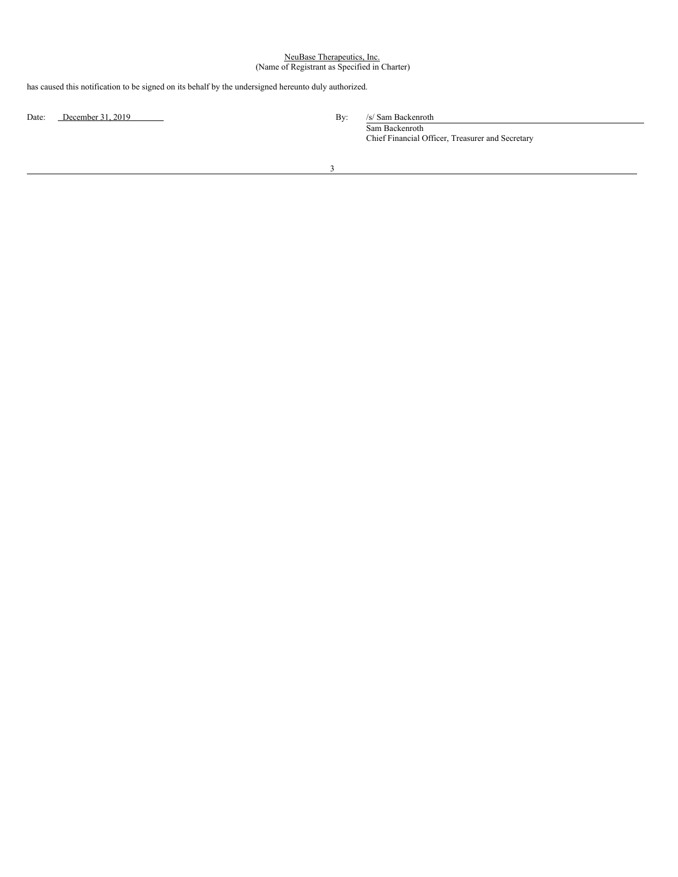NeuBase Therapeutics, Inc.
(Name of Registrant as Specified in Charter)

has caused this notification to be signed on its behalf by the undersigned hereunto duly authorized.

| | | | |
|---|---|---|---|
| Date: | December 31, 2019 | By: | /s/ Sam Backenroth |
| | | | Sam Backenroth |
| | | | Chief Financial Officer, Treasurer and Secretary |